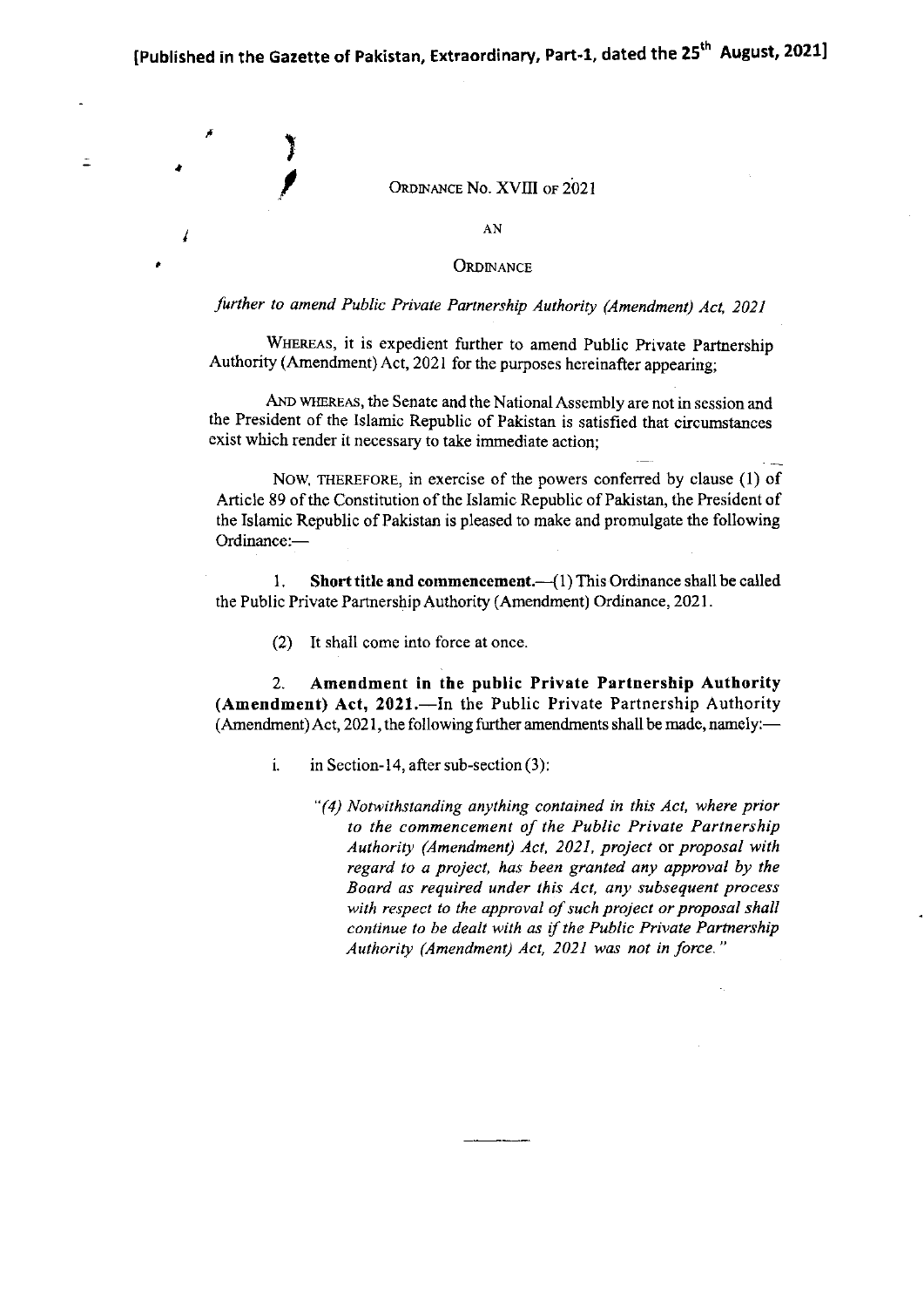**[Published in the Gazette of Pakistan, Extraordinary, Part-1, dated the 25th August, 2021]**

ORDINANCE NO. XVIII OF 2021

AN

ORDINANCE

*further to amend Public Private Partnership Authority (Amendment) Act, 2021*

WHEREAS, it is expedient further to amend Public Private Partnership Authority (Amendment) Act, 2021 for the purposes hereinafter appearing;

AND WHEREAS, the Senate and the National Assembly are not in session and the President of the Islamic Republic of Pakistan is satisfied that circumstances exist which render it necessary to take immediate action;

NOW, THEREFORE, in exercise of the powers conferred by clause (1) of Article 89 of the Constitution of the Islamic Republic of Pakistan, the President of the Islamic Republic of Pakistan is pleased to make and promulgate the following Ordinance:—

1. **Short title and commencement.**—(1) This Ordinance shall be called the Public Private Partnership Authority (Amendment) Ordinance, 2021.

(2) It shall come into force at once.

2. **Amendment in the public Private Partnership Authority (Amendment) Act, 2021.**—In the Public Private Partnership Authority (Amendment) Act, 2021, the following further amendments shall be made, namely:—

i. in Section-14, after sub-section (3):

*"(4) Notwithstanding anything contained in this Act, where prior to the commencement of the Public Private Partnership Authority (Amendment) Act, 2021, project* or *proposal with regard to a project, has been granted any approval by the Board as required under this Act, any subsequent process with respect to the approval of such project or proposal shall continue to be dealt with as if the Public Private Partnership Authority (Amendment) Act, 2021 was not in force."*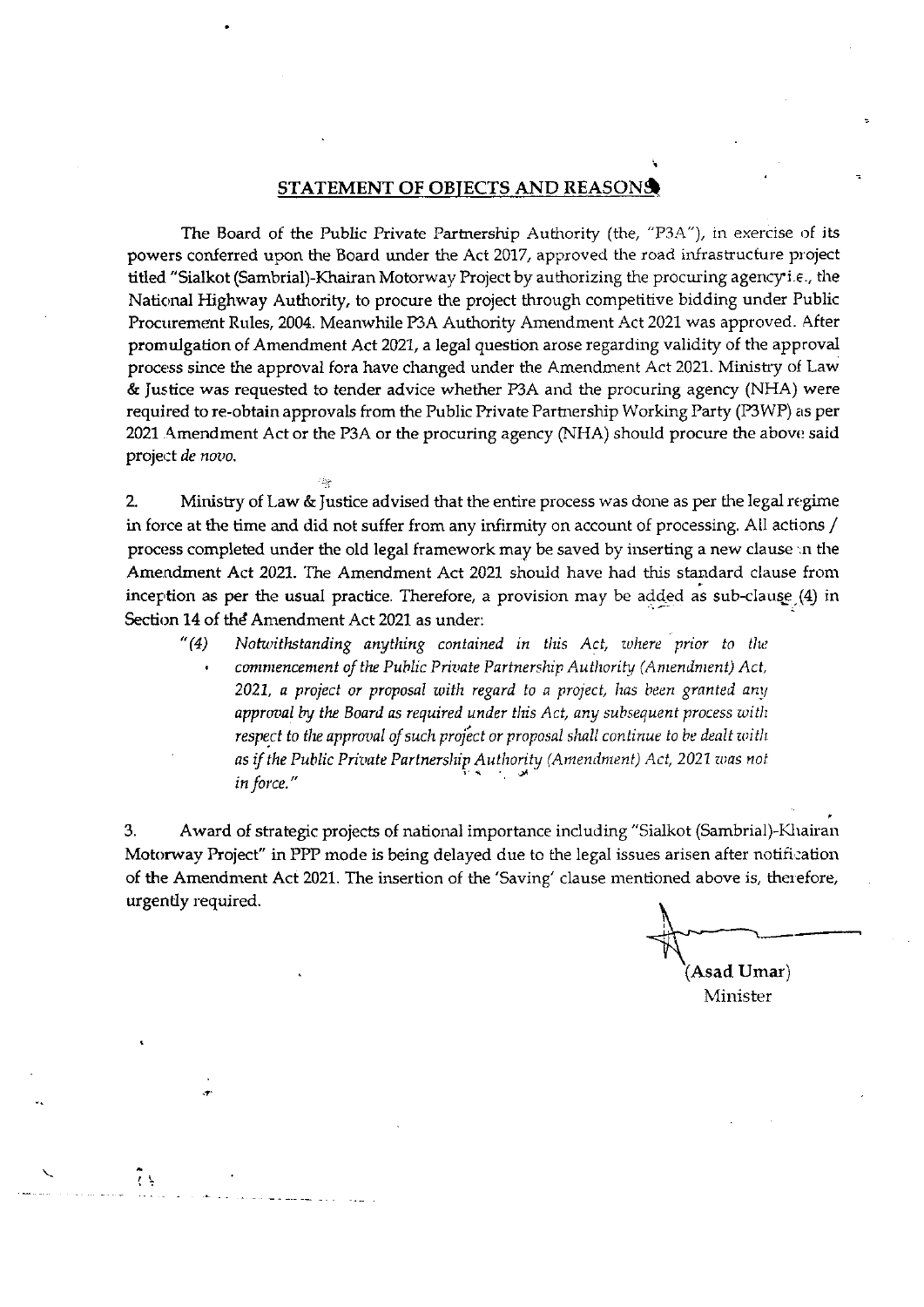## STATEMENT OF OBJECTS AND REASONS

The Board of the Public Private Partnership Authority (the, "P3A"), in exercise of its powers conferred upon the Board under the Act 2017, approved the road infrastructure project titled "Sialkot (Sambrial)-Khairan Motorway Project by authorizing the procuring agency i.e., the National Highway Authority, to procure the project through competitive bidding under Public Procurement Rules, 2004. Meanwhile P3A Authority Amendment Act 2021 was approved. After promulgation of Amendment Act 2021, a legal question arose regarding validity of the approval process since the approval fora have changed under the Amendment Act 2021. Ministry of Law & Justice was requested to tender advice whether P3A and the procuring agency (NHA) were required to re-obtain approvals from the Public Private Partnership Working Party (P3WP) as per 2021 Amendment Act or the P3A or the procuring agency (NHA) should procure the above said project *de novo*.

2. Ministry of Law & Justice advised that the entire process was done as per the legal regime in force at the time and did not suffer from any infirmity on account of processing. All actions / process completed under the old legal framework may be saved by inserting a new clause in the Amendment Act 2021. The Amendment Act 2021 should have had this standard clause from inception as per the usual practice. Therefore, a provision may be added as sub-clause (4) in Section 14 of the Amendment Act 2021 as under:

> *"(4) Notwithstanding anything contained in this Act, where prior to the commencement of the Public Private Partnership Authority (Amendment) Act, 2021, a project or proposal with regard to a project, has been granted any approval by the Board as required under this Act, any subsequent process with respect to the approval of such project or proposal shall continue to be dealt with as if the Public Private Partnership Authority (Amendment) Act, 2021 was not in force."*

3. Award of strategic projects of national importance including "Sialkot (Sambrial)-Khairan Motorway Project" in PPP mode is being delayed due to the legal issues arisen after notification of the Amendment Act 2021. The insertion of the 'Saving' clause mentioned above is, therefore, urgently required.

(Asad Umar)
Minister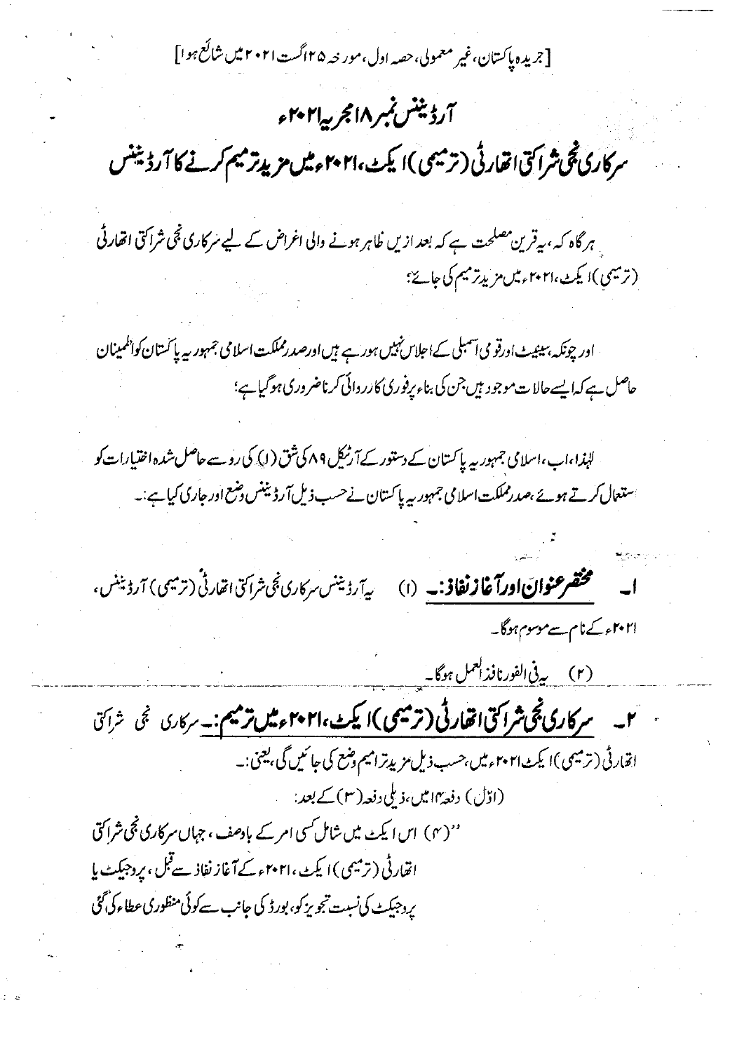[جریدہ پاکستان، غیر معمولی، حصہ اول، مورخہ ۲۵ اگست ۲۰۲۱ میں شائع ہوا]

# آرڈیننس نمبر ۱۸ مجریہ ۲۰۲۱ء

## سرکاری نجی شراکتی اتھارٹی (ترمیمی) ایکٹ، ۲۰۲۱ء میں مزید ترمیم کرنے کا آرڈیننس

ہرگاہ کہ، یہ قرین مصلحت ہے کہ بعد ازیں ظاہر ہونے والی اغراض کے لیے سرکاری نجی شراکتی اتھارٹی (ترمیمی) ایکٹ، ۲۰۲۱ء میں مزید ترمیم کی جائے؛

اور چونکہ، سینیٹ اور قومی اسمبلی کے اجلاس نہیں ہو رہے ہیں اور صدر مملکت اسلامی جمہوریہ پاکستان کو اطمینان حاصل ہے کہ ایسے حالات موجود ہیں جن کی بناء پر فوری کارروائی کرنا ضروری ہو گیا ہے؛

لہٰذا، اب، اسلامی جمہوریہ پاکستان کے دستور کے آرٹیکل ۸۹ کی شق (۱) کی رو سے حاصل شدہ اختیارات کو استعمال کرتے ہوئے، صدر مملکت اسلامی جمہوریہ پاکستان نے حسب ذیل آرڈیننس وضع اور جاری کیا ہے:۔

۱۔ **مختصر عنوان اور آغاز نفاذ:۔** (۱) یہ آرڈیننس سرکاری نجی شراکتی اتھارٹی (ترمیمی) آرڈیننس، ۲۰۲۱ء کے نام سے موسوم ہوگا۔

(۲) یہ فی الفور نافذ العمل ہوگا۔

۲۔ **سرکاری نجی شراکتی اتھارٹی (ترمیمی) ایکٹ، ۲۰۲۱ء میں ترمیم:۔** سرکاری نجی شراکتی اتھارٹی (ترمیمی) ایکٹ ۲۰۲۱ء میں، حسب ذیل مزید ترامیم وضع کی جائیں گی، یعنی:۔

(اوّل) دفعہ ۱۴ میں، ذیلی دفعہ (۳) کے بعد:

''(۴) اس ایکٹ میں شامل کسی امر کے باوصف، جہاں سرکاری نجی شراکتی اتھارٹی (ترمیمی) ایکٹ، ۲۰۲۱ء کے آغاز نفاذ سے قبل، پروجیکٹ یا پروجیکٹ کی نسبت تجویز کو، بورڈ کی جانب سے کوئی منظوری عطاء کی گئی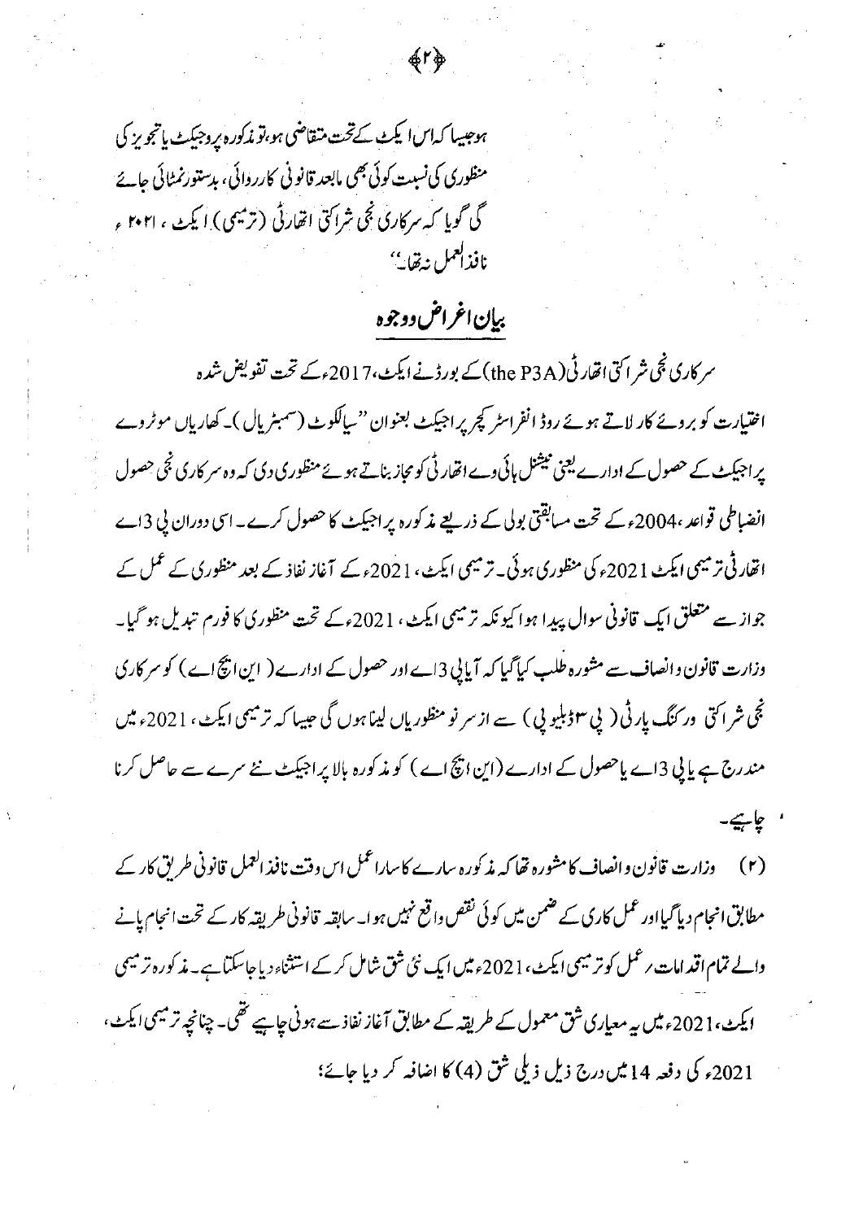ہو جیسا کہ اس ایکٹ کے تحت متقاضی ہو، تو مذکورہ پروجیکٹ یا تجویز کی منظوری کی نسبت کوئی بھی مابعد قانونی کارروائی، بدستور نمٹائی جائے گی گویا کہ سرکاری نجی شراکتی اتھارٹی (ترمیمی) ایکٹ، ۲۰۲۱ء نافذ العمل نہ تھا۔''

## بیان اغراض و وجوہ

سرکاری نجی شراکتی اتھارٹی (the P3A) کے بورڈ نے ایکٹ، 2017ء کے تحت تفویض شدہ اختیارات کو بروئے کار لاتے ہوئے روڈ انفراسٹرکچر پراجیکٹ بعنوان ''سیالکوٹ (سمبڑیال)۔ کھاریاں موٹروے پراجیکٹ کے حصول کے ادارے یعنی نیشنل ہائی وے اتھارٹی کو مجاز بناتے ہوئے منظوری دی کہ وہ سرکاری نجی حصول انضباطی قواعد، 2004ء کے تحت مسابقتی بولی کے ذریعے مذکورہ پراجیکٹ کا حصول کرے۔ اسی دوران پی 3اے اتھارٹی ترمیمی ایکٹ 2021ء کی منظوری ہوئی۔ ترمیمی ایکٹ، 2021ء کے آغاز نفاذ کے بعد منظوری کے عمل کے جواز سے متعلق ایک قانونی سوال پیدا ہوا کیونکہ ترمیمی ایکٹ، 2021ء کے تحت منظوری کا فورم تبدیل ہو گیا۔ وزارت قانون و انصاف سے مشورہ طلب کیا گیا کہ آیا پی 3اے اور حصول کے ادارے (این ایچ اے) کو سرکاری نجی شراکتی ورکنگ پارٹی (پی ۳ڈبلیو پی) سے از سر نو منظوریاں لینا ہوں گی جیسا کہ ترمیمی ایکٹ، 2021ء میں مندرج ہے یا پی 3اے یا حصول کے ادارے (این ایچ اے) کو مذکورہ بالا پراجیکٹ نئے سرے سے حاصل کرنا چاہیے۔

(۲) وزارت قانون و انصاف کا مشورہ تھا کہ مذکورہ سارے کا سارا عمل اس وقت نافذ العمل قانونی طریق کار کے مطابق انجام دیا گیا اور عمل کاری کے ضمن میں کوئی نقص واقع نہیں ہوا۔ سابقہ قانونی طریقہ کار کے تحت انجام پانے والے تمام اقدامات ر عمل کو ترمیمی ایکٹ، 2021ء میں ایک نئی شق شامل کر کے استثناء دیا جا سکتا ہے۔ مذکورہ ترمیمی ایکٹ، 2021ء میں یہ معیاری شق معمول کے طریقہ کے مطابق آغاز نفاذ سے ہونی چاہیے تھی۔ چنانچہ ترمیمی ایکٹ، 2021ء کی دفعہ 14 میں درج ذیل ذیلی شق (4) کا اضافہ کر دیا جائے؛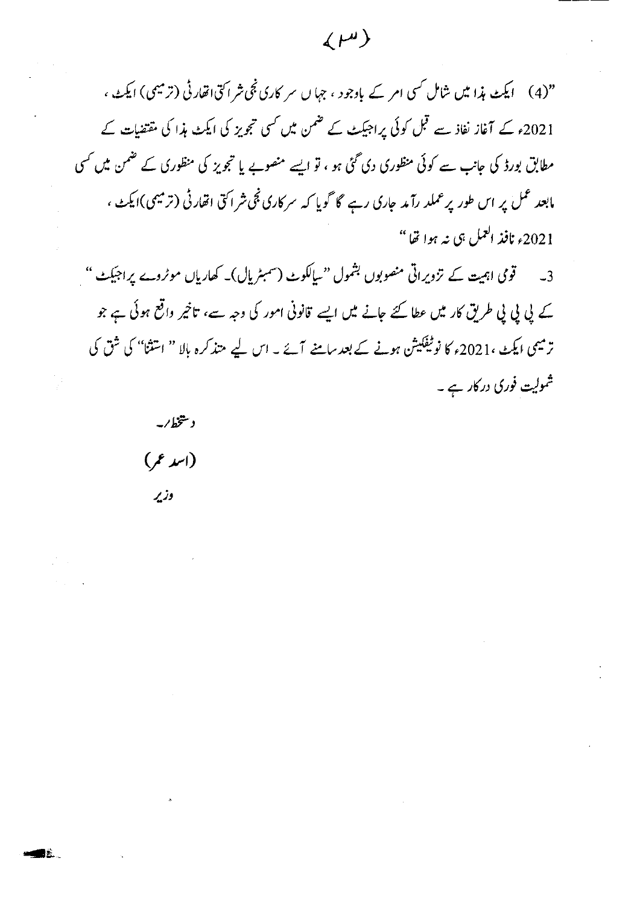"(4) ایکٹ ہذا میں شامل کسی امر کے باوجود، جہاں سرکاری نجی شراکتی اتھارٹی (ترمیمی) ایکٹ، 2021ء کے آغاز نفاذ سے قبل کوئی پراجیکٹ کے ضمن میں کسی تجویز کی ایکٹ ہذا کی مقتضیات کے مطابق بورڈ کی جانب سے کوئی منظوری دی گئی ہو، تو ایسے منصوبے یا تجویز کی منظوری کے ضمن میں کسی مابعد عمل پر اس طور پر عملدرآمد جاری رہے گا گویا کہ سرکاری نجی شراکتی اتھارٹی (ترمیمی) ایکٹ، 2021ء نافذ العمل ہی نہ ہوا تھا"

3۔ قومی اہمیت کے تزویراتی منصوبوں بشمول "سیالکوٹ (سمبڑیال)۔ کھاریاں موٹروے پراجیکٹ" کے پی پی پی طریق کار میں عطا کئے جانے میں ایسے قانونی امور کی وجہ سے، تاخیر واقع ہوئی ہے جو ترمیمی ایکٹ، 2021ء کا نوٹیفکیشن ہونے کے بعد سامنے آئے۔ اس لیے متذکرہ بالا "استثنا" کی شق کی شمولیت فوری درکار ہے۔

دستخط/۔

(اسد عمر)

وزیر